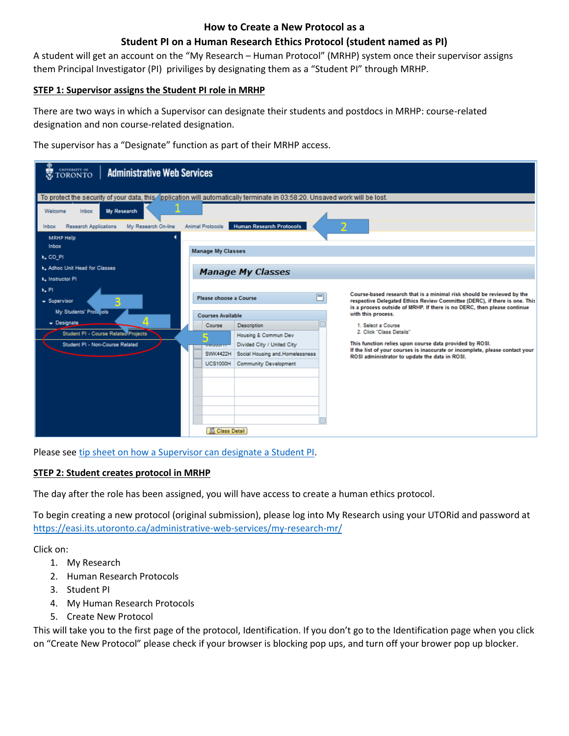**How to Create a New Protocol as a**

**Student PI on a Human Research Ethics Protocol (student named as PI)**

A student will get an account on the "My Research – Human Protocol" (MRHP) system once their supervisor assigns them Principal Investigator (PI) priviliges by designating them as a "Student PI" through MRHP.

**STEP 1: Supervisor assigns the Student PI role in MRHP**

There are two ways in which a Supervisor can designate their students and postdocs in MRHP: course-related designation and non course-related designation.

The supervisor has a "Designate" function as part of their MRHP access.

Please see tip sheet on how a Supervisor can designate a Student PI.

**STEP 2: Student creates protocol in MRHP**

The day after the role has been assigned, you will have access to create a human ethics protocol.

To begin creating a new protocol (original submission), please log into My Research using your UTORid and password at https://easi.its.utoronto.ca/administrative-web-services/my-research-mr/

Click on:

1. My Research
2. Human Research Protocols
3. Student PI
4. My Human Research Protocols
5. Create New Protocol

This will take you to the first page of the protocol, Identification. If you don't go to the Identification page when you click on "Create New Protocol" please check if your browser is blocking pop ups, and turn off your brower pop up blocker.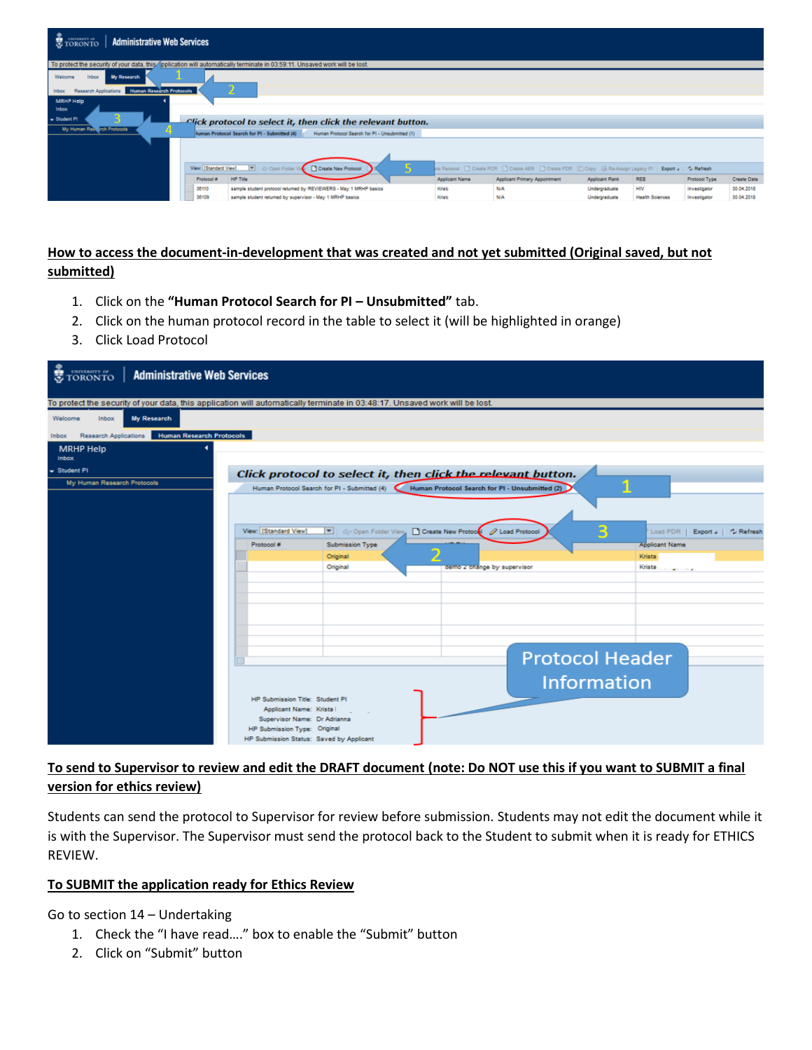**How to access the document-in-development that was created and not yet submitted (Original saved, but not submitted)**

1. Click on the **"Human Protocol Search for PI – Unsubmitted"** tab.
2. Click on the human protocol record in the table to select it (will be highlighted in orange)
3. Click Load Protocol

**To send to Supervisor to review and edit the DRAFT document (note: Do NOT use this if you want to SUBMIT a final version for ethics review)**

Students can send the protocol to Supervisor for review before submission. Students may not edit the document while it is with the Supervisor. The Supervisor must send the protocol back to the Student to submit when it is ready for ETHICS REVIEW.

**To SUBMIT the application ready for Ethics Review**

Go to section 14 – Undertaking

1. Check the "I have read…." box to enable the "Submit" button
2. Click on "Submit" button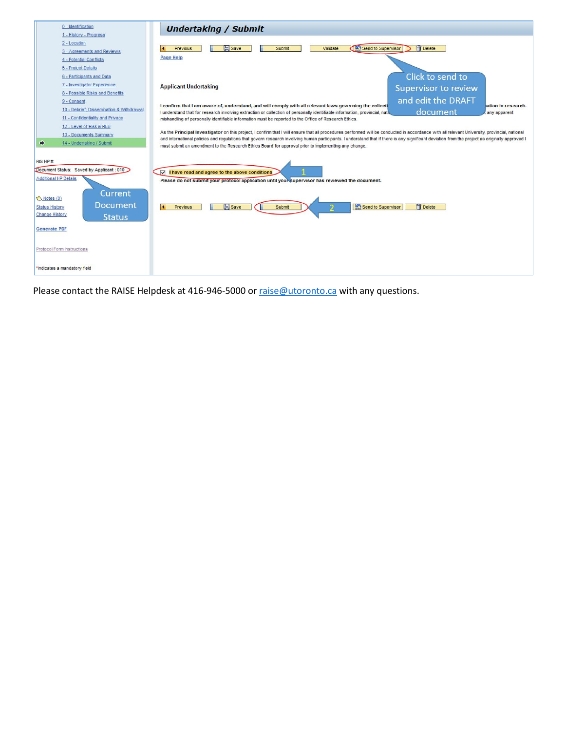0 - Identification
1 - History - Progress
2 - Location
3 - Agreements and Reviews
4 - Potential Conflicts
5 - Project Details
6 - Participants and Data
7 - Investigator Experience
8 - Possible Risks and Benefits
9 - Consent
10 - Debrief, Dissemination & Withdrawal
11 - Confidentiality and Privacy
12 - Level of Risk & REB
13 - Documents Summary
14 - Undertaking / Submit

RIS HP #:
Document Status: Saved by Applicant : 010
Additional HP Details

Current Document Status

Notes (0)
Status History
Change History

Generate PDF

Protocol Form Instructions

*indicates a mandatory field

**Undertaking / Submit**

Previous | Save | Submit | Validate | Send to Supervisor | Delete

Page Help

Click to send to Supervisor to review and edit the DRAFT document

**Applicant Undertaking**

**I confirm that I am aware of, understand, and will comply with all relevant laws governing the collecti... ...ation in research.** I understand that for research involving extraction or collection of personally identifiable information, provincial, nati... ...any apparent mishandling of personally identifiable information must be reported to the Office of Research Ethics.

As the **Principal Investigator** on this project, I confirm that I will ensure that all procedures performed will be conducted in accordance with all relevant University, provincial, national and international policies and regulations that govern research involving human participants. I understand that if there is any significant deviation from the project as originally approved I must submit an amendment to the Research Ethics Board for approval prior to implementing any change.

**I have read and agree to the above conditions** 1

**Please do not submit your protocol application until your supervisor has reviewed the document.**

Previous | Save | Submit 2 | Send to Supervisor | Delete

Please contact the RAISE Helpdesk at 416-946-5000 or raise@utoronto.ca with any questions.